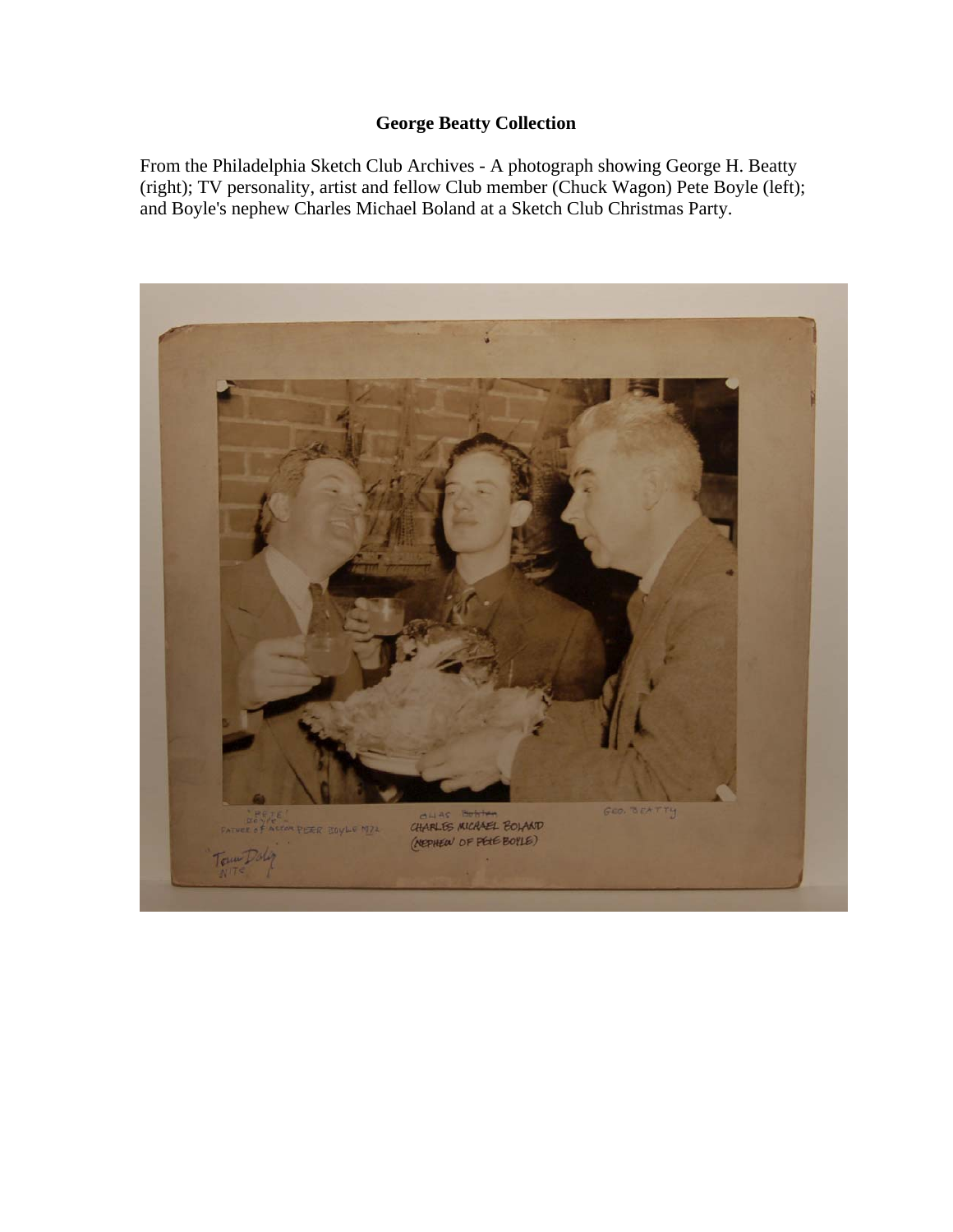# George Beatty Collection

From the Philadelphia Sketch Club Archives - A photograph showing George H. Beatty (right); TV personality, artist and fellow Club member (Chuck Wagon) Pete Boyle (left); and Boyle's nephew Charles Michael Boland at a Sketch Club Christmas Party.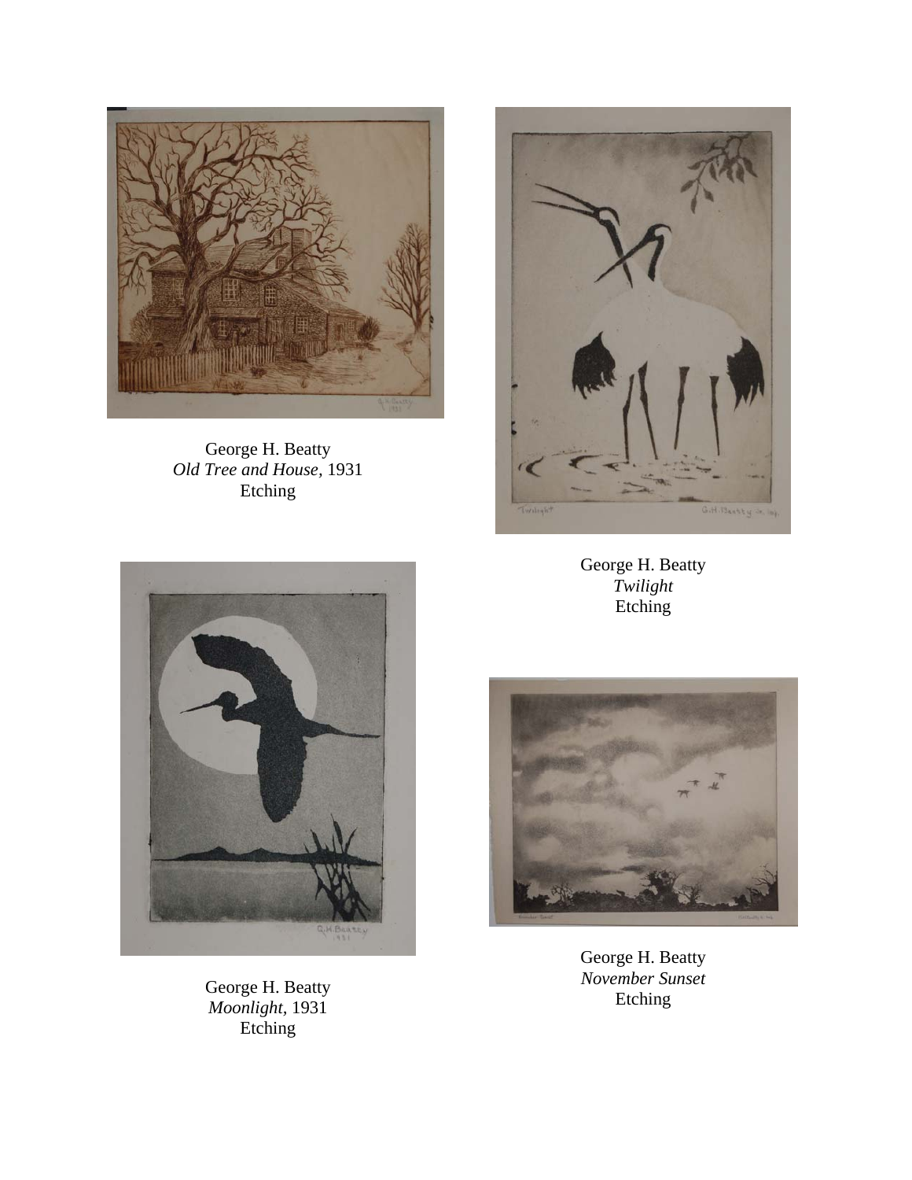George H. Beatty
*Old Tree and House*, 1931
Etching

George H. Beatty
*Twilight*
Etching

George H. Beatty
*Moonlight*, 1931
Etching

George H. Beatty
*November Sunset*
Etching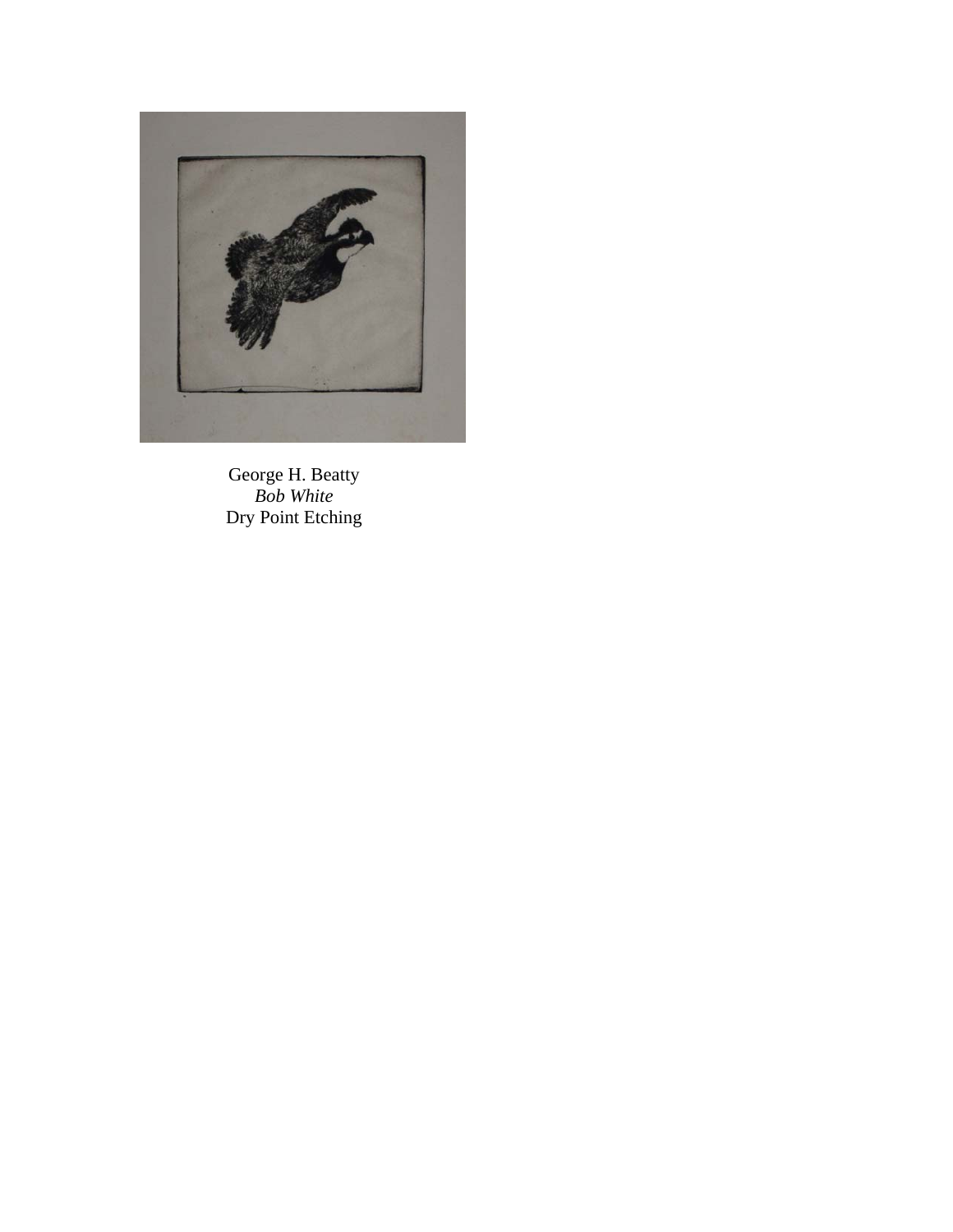George H. Beatty
*Bob White*
Dry Point Etching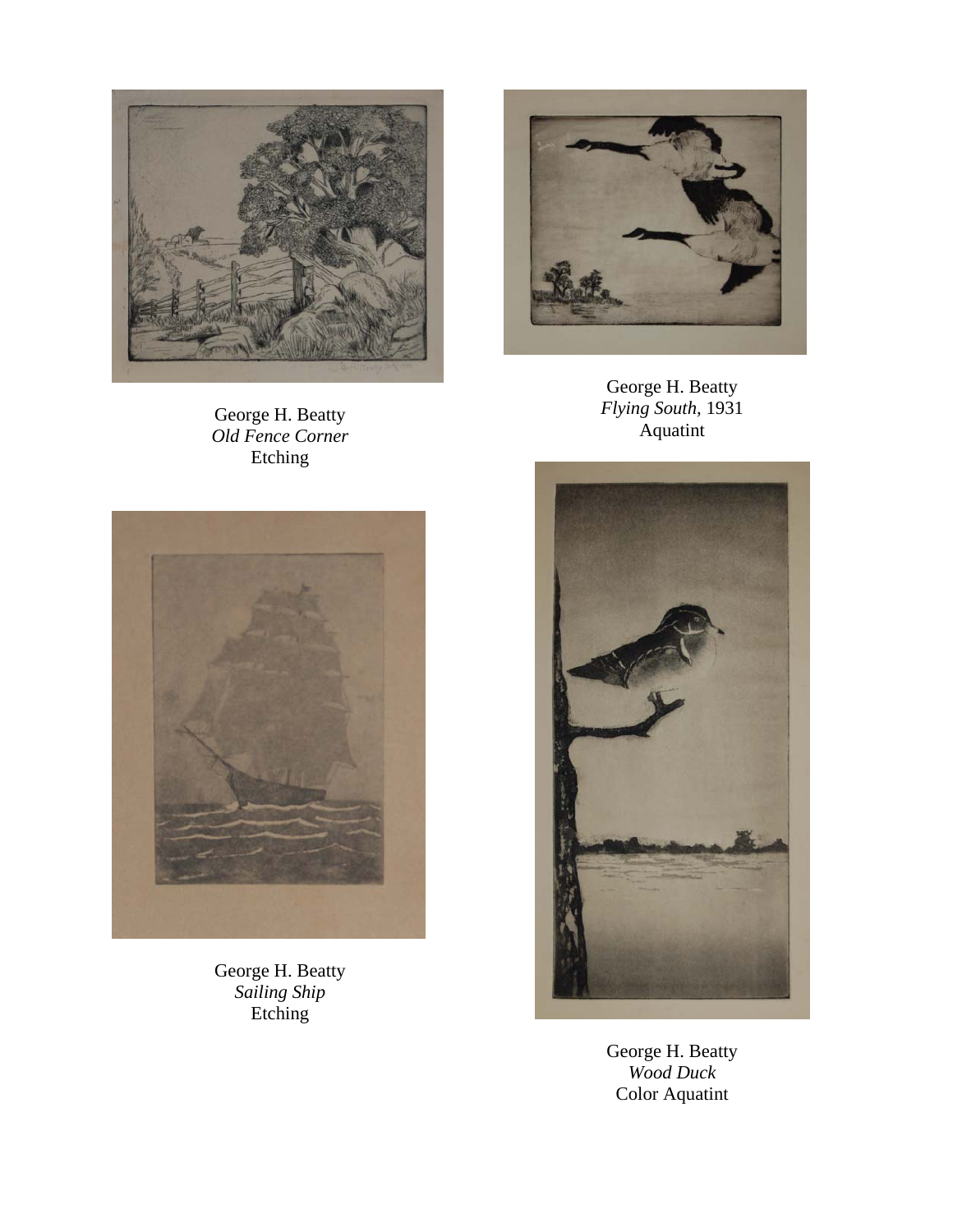George H. Beatty
*Old Fence Corner*
Etching

George H. Beatty
*Flying South*, 1931
Aquatint

George H. Beatty
*Sailing Ship*
Etching

George H. Beatty
*Wood Duck*
Color Aquatint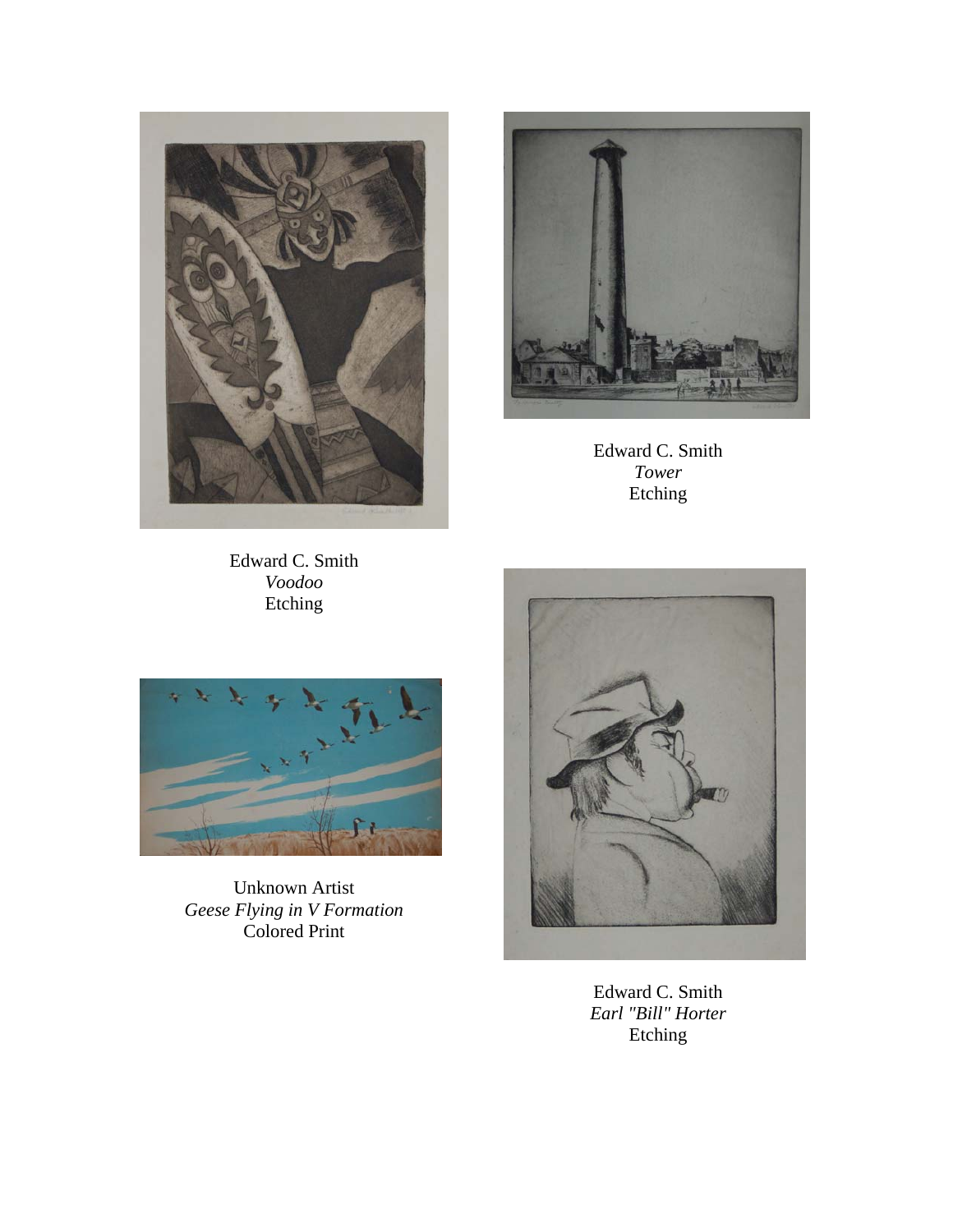Edward C. Smith
*Voodoo*
Etching

Edward C. Smith
*Tower*
Etching

Unknown Artist
*Geese Flying in V Formation*
Colored Print

Edward C. Smith
*Earl "Bill" Horter*
Etching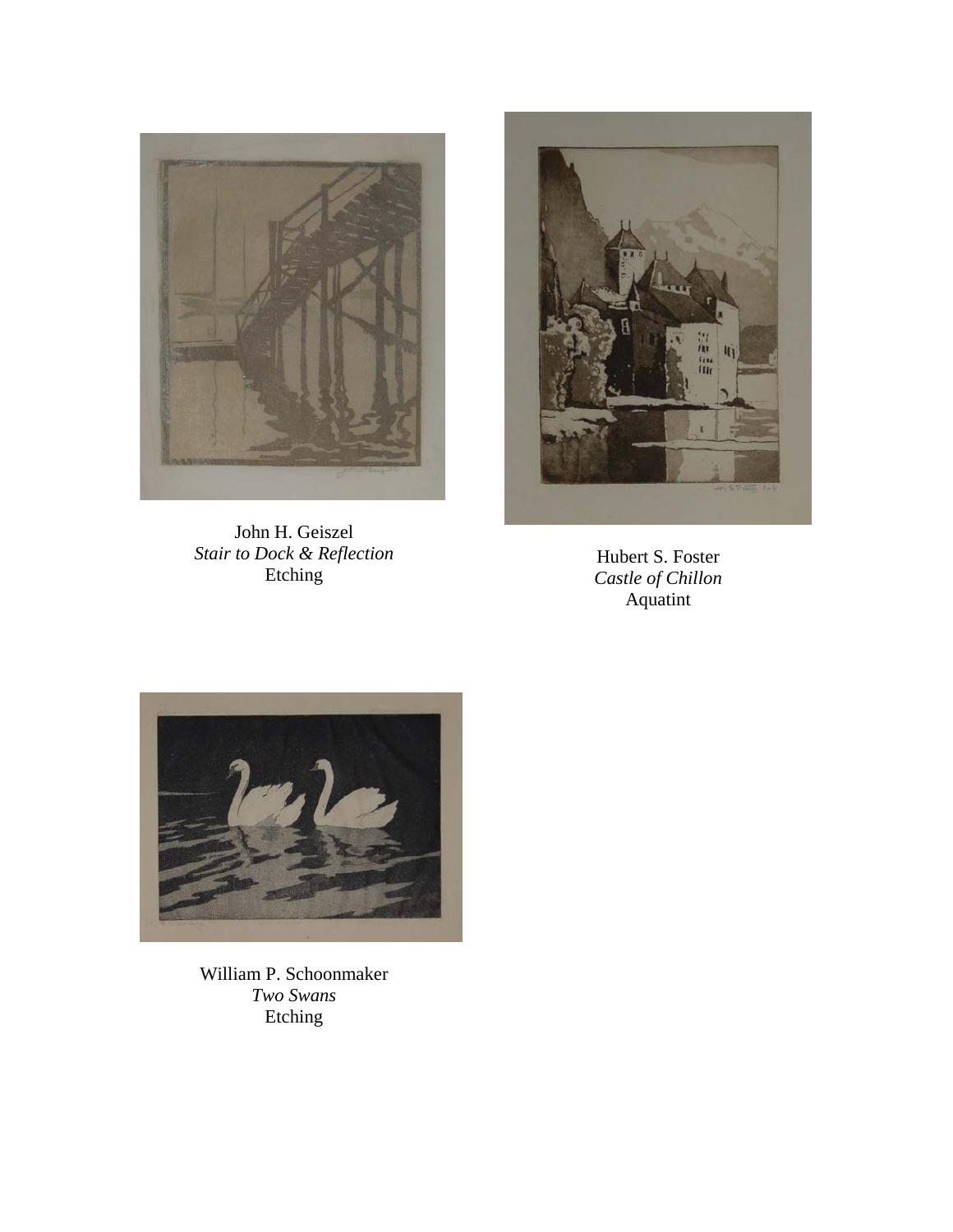John H. Geiszel
*Stair to Dock & Reflection*
Etching

Hubert S. Foster
*Castle of Chillon*
Aquatint

William P. Schoonmaker
*Two Swans*
Etching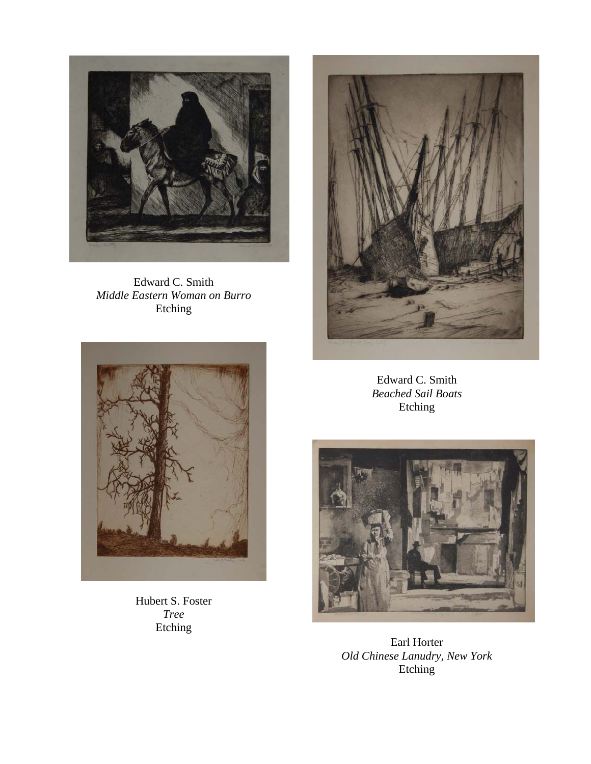Edward C. Smith
*Middle Eastern Woman on Burro*
Etching

Edward C. Smith
*Beached Sail Boats*
Etching

Hubert S. Foster
*Tree*
Etching

Earl Horter
*Old Chinese Lanudry, New York*
Etching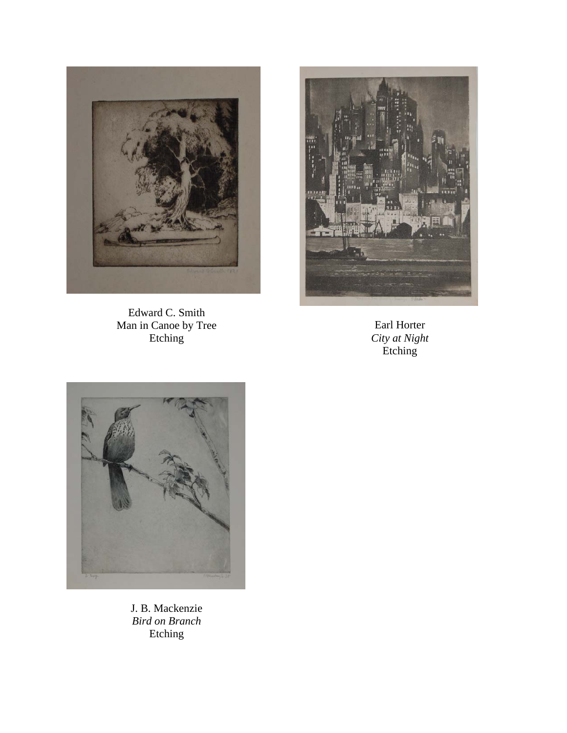Edward C. Smith
Man in Canoe by Tree
Etching

Earl Horter
*City at Night*
Etching

J. B. Mackenzie
*Bird on Branch*
Etching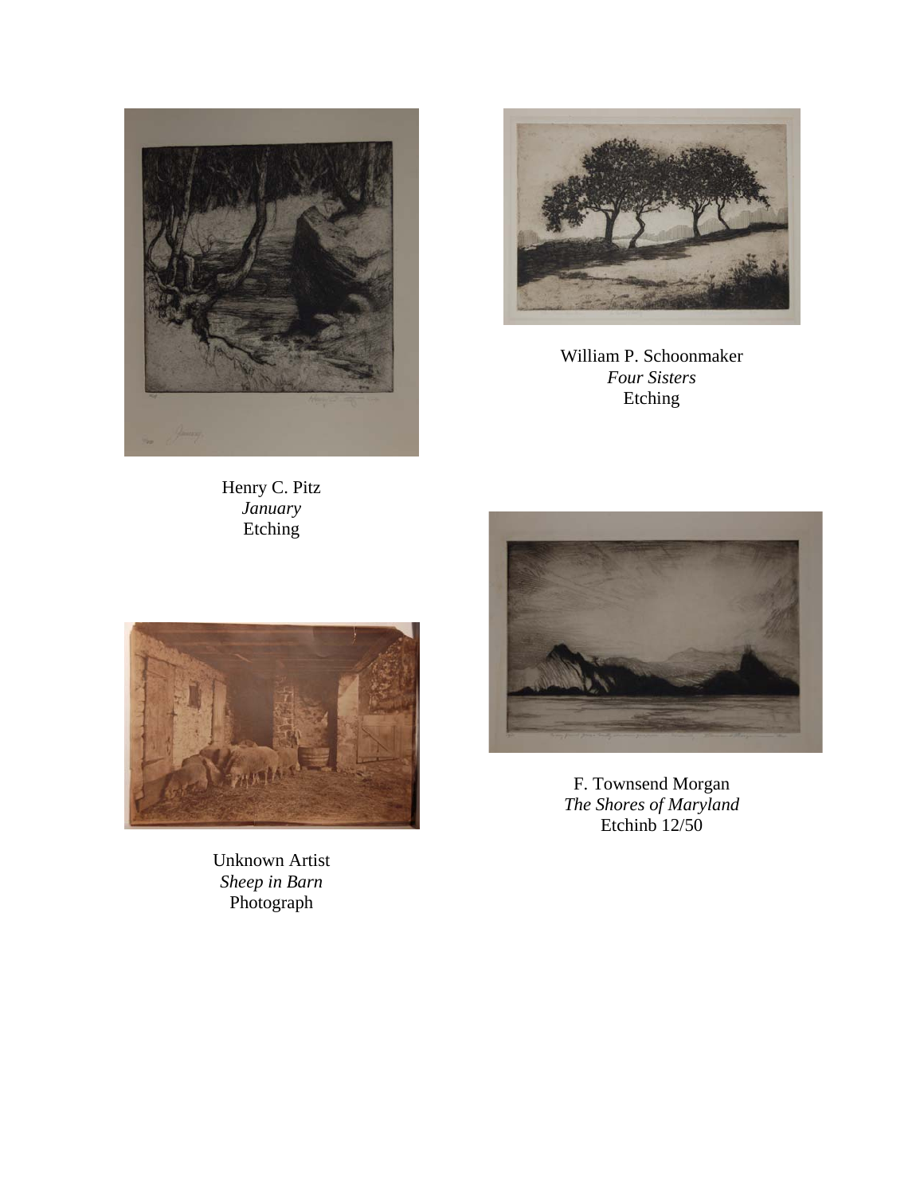William P. Schoonmaker
*Four Sisters*
Etching

Henry C. Pitz
*January*
Etching

F. Townsend Morgan
*The Shores of Maryland*
Etchinb 12/50

Unknown Artist
*Sheep in Barn*
Photograph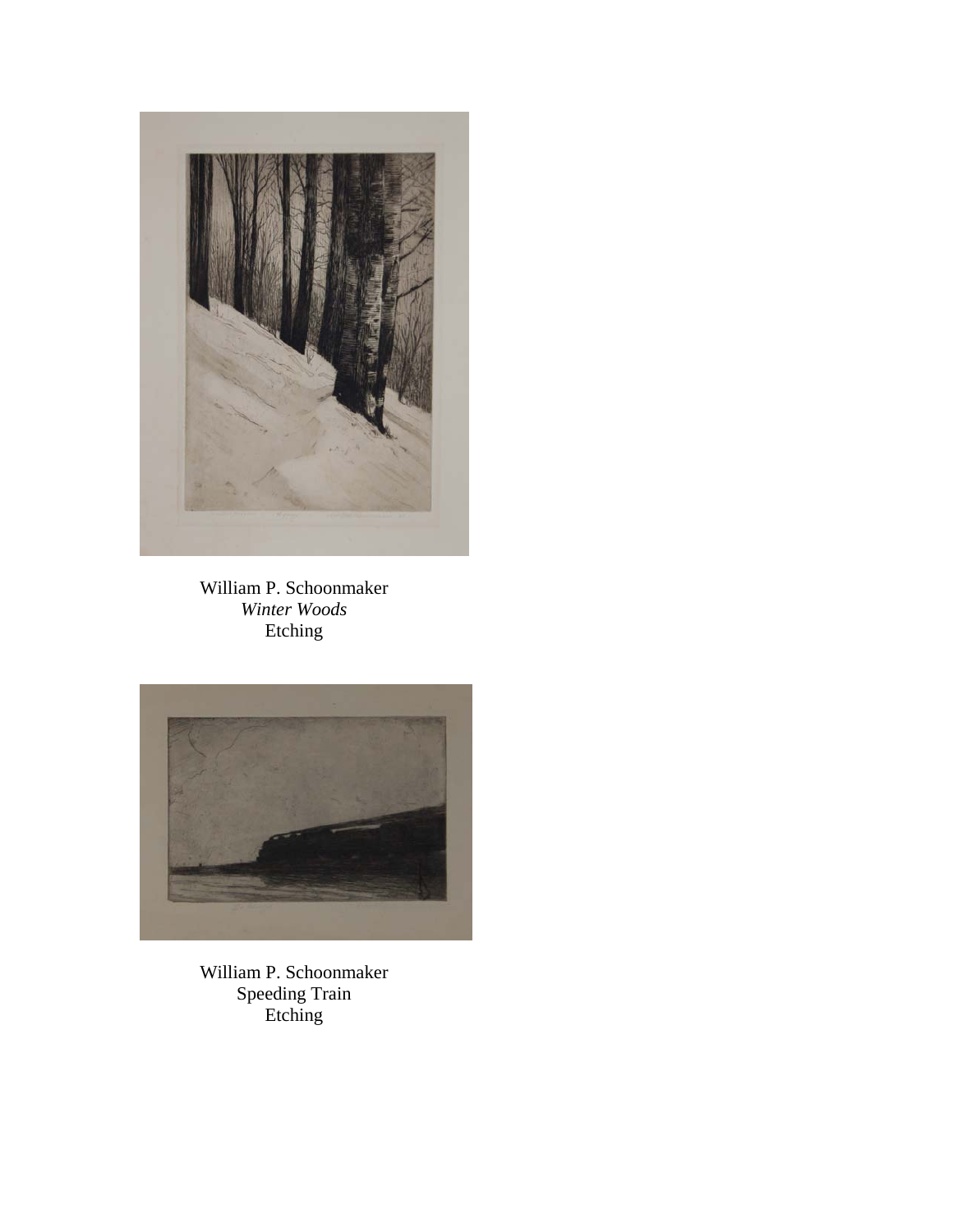William P. Schoonmaker
*Winter Woods*
Etching

William P. Schoonmaker
Speeding Train
Etching